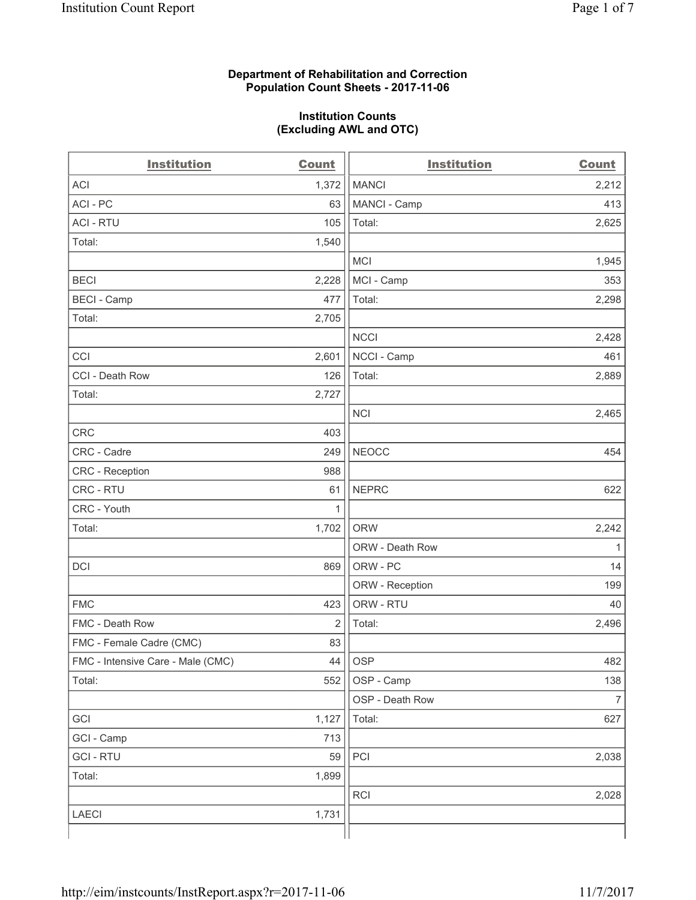**Department of Rehabilitation and Correction**
**Population Count Sheets - 2017-11-06**

**Institution Counts**
**(Excluding AWL and OTC)**

| Institution | Count | Institution | Count |
|---|---|---|---|
| ACI | 1,372 | MANCI | 2,212 |
| ACI - PC | 63 | MANCI - Camp | 413 |
| ACI - RTU | 105 | Total: | 2,625 |
| Total: | 1,540 | | |
| | | MCI | 1,945 |
| BECI | 2,228 | MCI - Camp | 353 |
| BECI - Camp | 477 | Total: | 2,298 |
| Total: | 2,705 | | |
| | | NCCI | 2,428 |
| CCI | 2,601 | NCCI - Camp | 461 |
| CCI - Death Row | 126 | Total: | 2,889 |
| Total: | 2,727 | | |
| | | NCI | 2,465 |
| CRC | 403 | | |
| CRC - Cadre | 249 | NEOCC | 454 |
| CRC - Reception | 988 | | |
| CRC - RTU | 61 | NEPRC | 622 |
| CRC - Youth | 1 | | |
| Total: | 1,702 | ORW | 2,242 |
| | | ORW - Death Row | 1 |
| DCI | 869 | ORW - PC | 14 |
| | | ORW - Reception | 199 |
| FMC | 423 | ORW - RTU | 40 |
| FMC - Death Row | 2 | Total: | 2,496 |
| FMC - Female Cadre (CMC) | 83 | | |
| FMC - Intensive Care - Male (CMC) | 44 | OSP | 482 |
| Total: | 552 | OSP - Camp | 138 |
| | | OSP - Death Row | 7 |
| GCI | 1,127 | Total: | 627 |
| GCI - Camp | 713 | | |
| GCI - RTU | 59 | PCI | 2,038 |
| Total: | 1,899 | | |
| | | RCI | 2,028 |
| LAECI | 1,731 | | |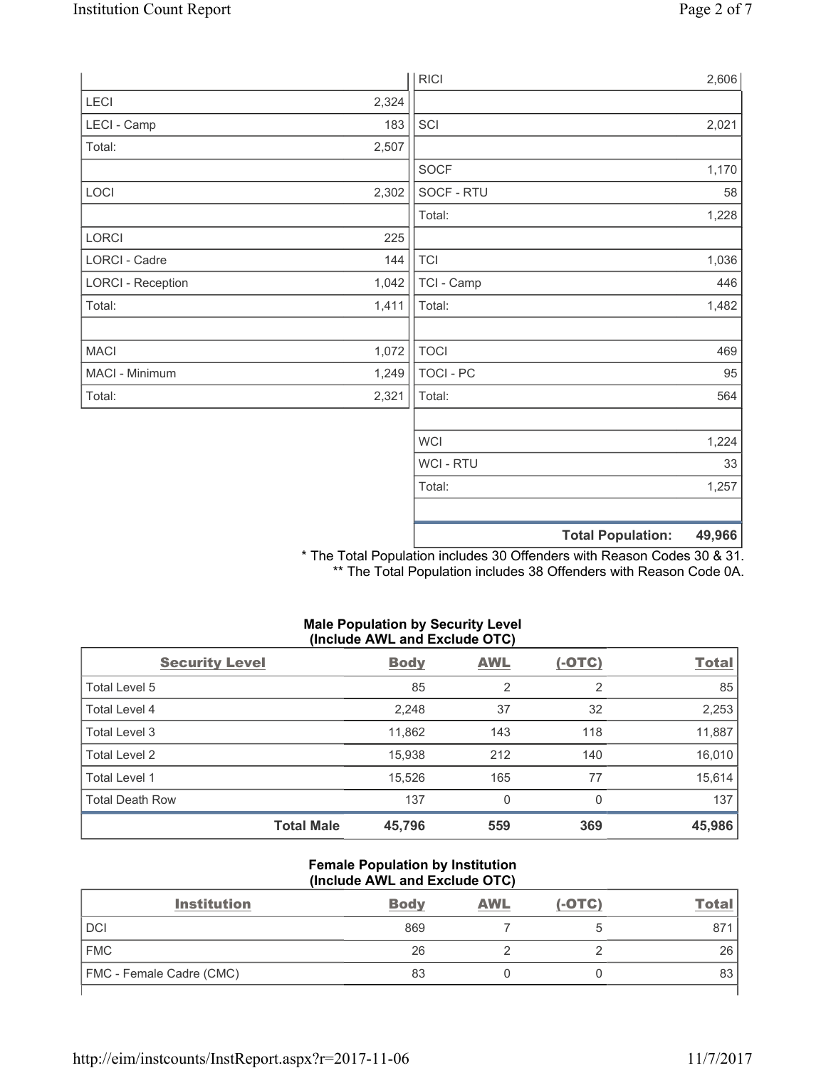| | |
|---|---|
| LECI | 2,324 |
| LECI - Camp | 183 |
| Total: | 2,507 |
| | |
| LOCI | 2,302 |
| | |
| LORCI | 225 |
| LORCI - Cadre | 144 |
| LORCI - Reception | 1,042 |
| Total: | 1,411 |
| | |
| MACI | 1,072 |
| MACI - Minimum | 1,249 |
| Total: | 2,321 |

| | |
|---|---|
| RICI | 2,606 |
| | |
| SCI | 2,021 |
| | |
| SOCF | 1,170 |
| SOCF - RTU | 58 |
| Total: | 1,228 |
| | |
| TCI | 1,036 |
| TCI - Camp | 446 |
| Total: | 1,482 |
| | |
| TOCI | 469 |
| TOCI - PC | 95 |
| Total: | 564 |
| | |
| WCI | 1,224 |
| WCI - RTU | 33 |
| Total: | 1,257 |
| | |
| **Total Population:** | **49,966** |

\* The Total Population includes 30 Offenders with Reason Codes 30 & 31.
\*\* The Total Population includes 38 Offenders with Reason Code 0A.

**Male Population by Security Level (Include AWL and Exclude OTC)**

| Security Level | Body | AWL | (-OTC) | Total |
|---|---|---|---|---|
| Total Level 5 | 85 | 2 | 2 | 85 |
| Total Level 4 | 2,248 | 37 | 32 | 2,253 |
| Total Level 3 | 11,862 | 143 | 118 | 11,887 |
| Total Level 2 | 15,938 | 212 | 140 | 16,010 |
| Total Level 1 | 15,526 | 165 | 77 | 15,614 |
| Total Death Row | 137 | 0 | 0 | 137 |
| **Total Male** | **45,796** | **559** | **369** | **45,986** |

**Female Population by Institution (Include AWL and Exclude OTC)**

| Institution | Body | AWL | (-OTC) | Total |
|---|---|---|---|---|
| DCI | 869 | 7 | 5 | 871 |
| FMC | 26 | 2 | 2 | 26 |
| FMC - Female Cadre (CMC) | 83 | 0 | 0 | 83 |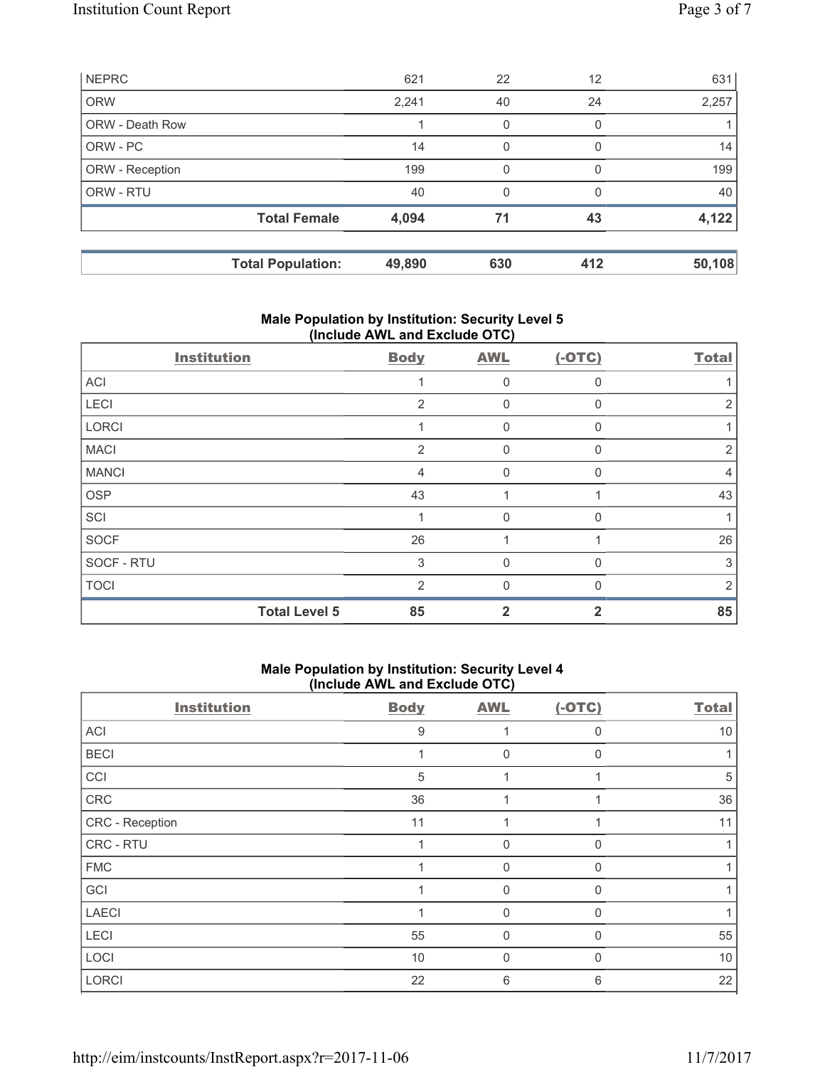| | | | | |
|---|---|---|---|---|
| NEPRC | 621 | 22 | 12 | 631 |
| ORW | 2,241 | 40 | 24 | 2,257 |
| ORW - Death Row | 1 | 0 | 0 | 1 |
| ORW - PC | 14 | 0 | 0 | 14 |
| ORW - Reception | 199 | 0 | 0 | 199 |
| ORW - RTU | 40 | 0 | 0 | 40 |
| **Total Female** | **4,094** | **71** | **43** | **4,122** |

| | | | | |
|---|---|---|---|---|
| **Total Population:** | **49,890** | **630** | **412** | **50,108** |

### Male Population by Institution: Security Level 5 (Include AWL and Exclude OTC)

| Institution | Body | AWL | (-OTC) | Total |
|---|---|---|---|---|
| ACI | 1 | 0 | 0 | 1 |
| LECI | 2 | 0 | 0 | 2 |
| LORCI | 1 | 0 | 0 | 1 |
| MACI | 2 | 0 | 0 | 2 |
| MANCI | 4 | 0 | 0 | 4 |
| OSP | 43 | 1 | 1 | 43 |
| SCI | 1 | 0 | 0 | 1 |
| SOCF | 26 | 1 | 1 | 26 |
| SOCF - RTU | 3 | 0 | 0 | 3 |
| TOCI | 2 | 0 | 0 | 2 |
| **Total Level 5** | **85** | **2** | **2** | **85** |

### Male Population by Institution: Security Level 4 (Include AWL and Exclude OTC)

| Institution | Body | AWL | (-OTC) | Total |
|---|---|---|---|---|
| ACI | 9 | 1 | 0 | 10 |
| BECI | 1 | 0 | 0 | 1 |
| CCI | 5 | 1 | 1 | 5 |
| CRC | 36 | 1 | 1 | 36 |
| CRC - Reception | 11 | 1 | 1 | 11 |
| CRC - RTU | 1 | 0 | 0 | 1 |
| FMC | 1 | 0 | 0 | 1 |
| GCI | 1 | 0 | 0 | 1 |
| LAECI | 1 | 0 | 0 | 1 |
| LECI | 55 | 0 | 0 | 55 |
| LOCI | 10 | 0 | 0 | 10 |
| LORCI | 22 | 6 | 6 | 22 |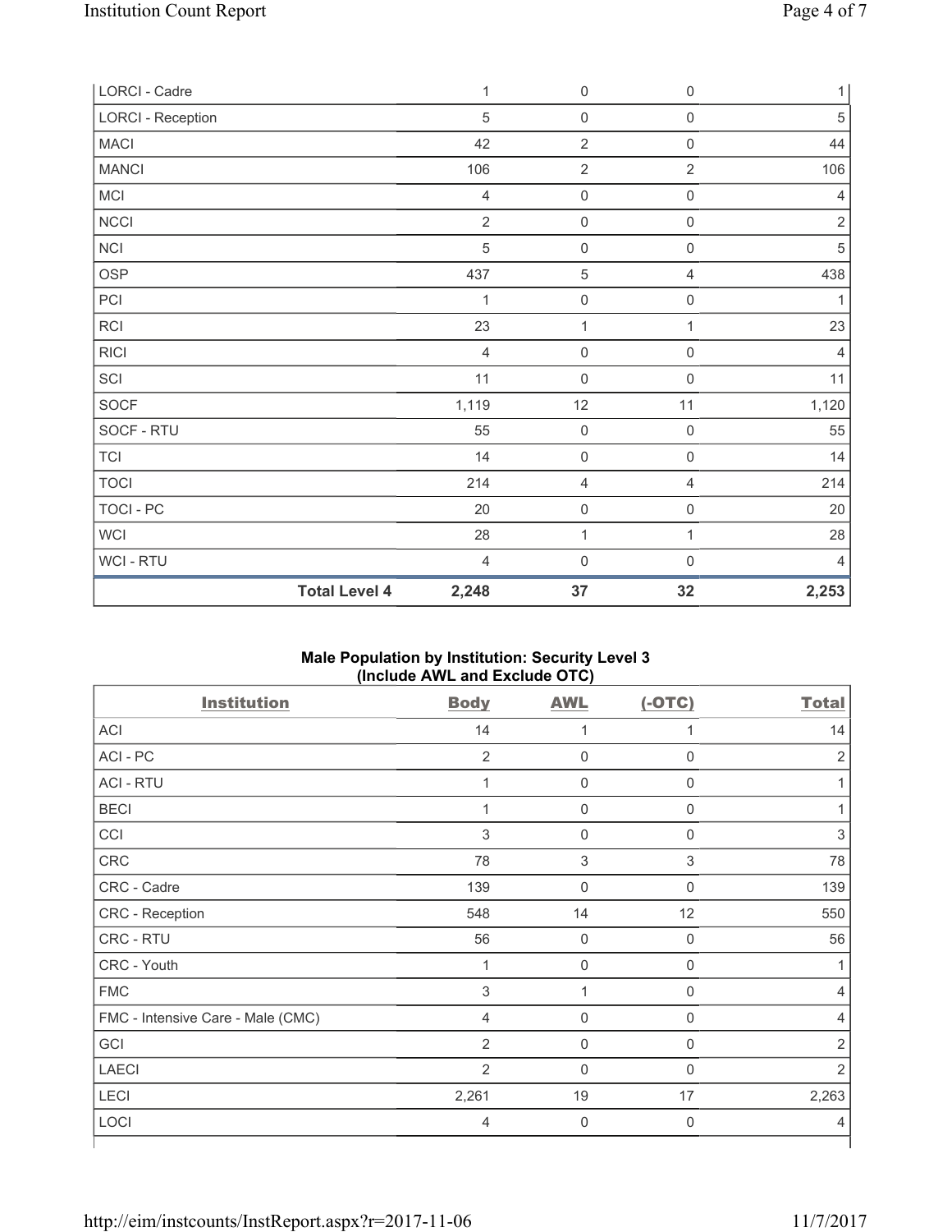| LORCI - Cadre | 1 | 0 | 0 | 1 |
|---|---|---|---|---|
| LORCI - Reception | 5 | 0 | 0 | 5 |
| MACI | 42 | 2 | 0 | 44 |
| MANCI | 106 | 2 | 2 | 106 |
| MCI | 4 | 0 | 0 | 4 |
| NCCI | 2 | 0 | 0 | 2 |
| NCI | 5 | 0 | 0 | 5 |
| OSP | 437 | 5 | 4 | 438 |
| PCI | 1 | 0 | 0 | 1 |
| RCI | 23 | 1 | 1 | 23 |
| RICI | 4 | 0 | 0 | 4 |
| SCI | 11 | 0 | 0 | 11 |
| SOCF | 1,119 | 12 | 11 | 1,120 |
| SOCF - RTU | 55 | 0 | 0 | 55 |
| TCI | 14 | 0 | 0 | 14 |
| TOCI | 214 | 4 | 4 | 214 |
| TOCI - PC | 20 | 0 | 0 | 20 |
| WCI | 28 | 1 | 1 | 28 |
| WCI - RTU | 4 | 0 | 0 | 4 |
| **Total Level 4** | **2,248** | **37** | **32** | **2,253** |

**Male Population by Institution: Security Level 3 (Include AWL and Exclude OTC)**

| Institution | Body | AWL | (-OTC) | Total |
|---|---|---|---|---|
| ACI | 14 | 1 | 1 | 14 |
| ACI - PC | 2 | 0 | 0 | 2 |
| ACI - RTU | 1 | 0 | 0 | 1 |
| BECI | 1 | 0 | 0 | 1 |
| CCI | 3 | 0 | 0 | 3 |
| CRC | 78 | 3 | 3 | 78 |
| CRC - Cadre | 139 | 0 | 0 | 139 |
| CRC - Reception | 548 | 14 | 12 | 550 |
| CRC - RTU | 56 | 0 | 0 | 56 |
| CRC - Youth | 1 | 0 | 0 | 1 |
| FMC | 3 | 1 | 0 | 4 |
| FMC - Intensive Care - Male (CMC) | 4 | 0 | 0 | 4 |
| GCI | 2 | 0 | 0 | 2 |
| LAECI | 2 | 0 | 0 | 2 |
| LECI | 2,261 | 19 | 17 | 2,263 |
| LOCI | 4 | 0 | 0 | 4 |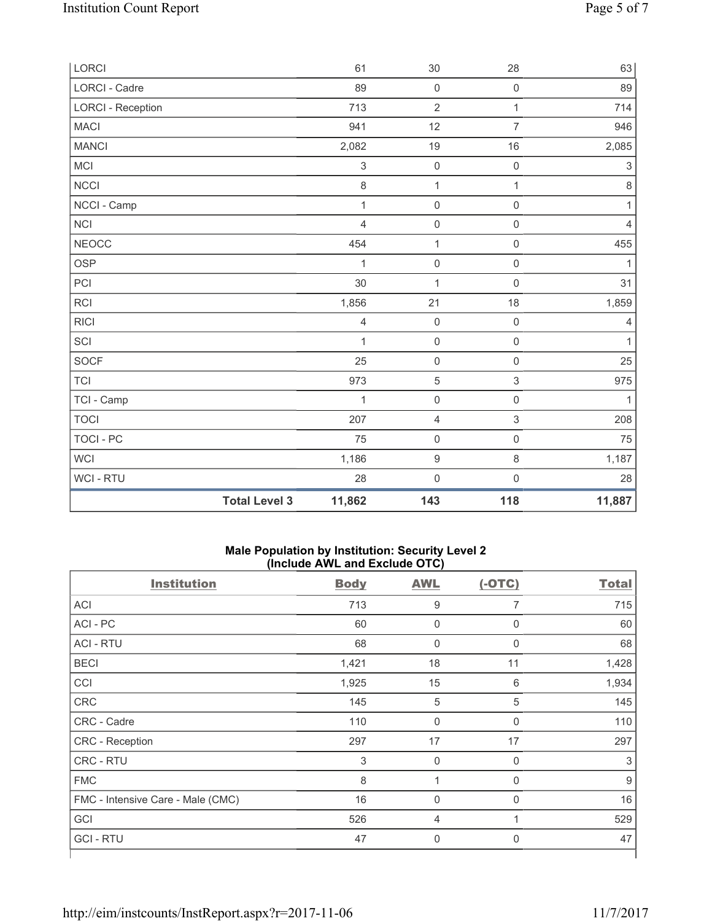| | | | | |
|---|---|---|---|---|
| LORCI | 61 | 30 | 28 | 63 |
| LORCI - Cadre | 89 | 0 | 0 | 89 |
| LORCI - Reception | 713 | 2 | 1 | 714 |
| MACI | 941 | 12 | 7 | 946 |
| MANCI | 2,082 | 19 | 16 | 2,085 |
| MCI | 3 | 0 | 0 | 3 |
| NCCI | 8 | 1 | 1 | 8 |
| NCCI - Camp | 1 | 0 | 0 | 1 |
| NCI | 4 | 0 | 0 | 4 |
| NEOCC | 454 | 1 | 0 | 455 |
| OSP | 1 | 0 | 0 | 1 |
| PCI | 30 | 1 | 0 | 31 |
| RCI | 1,856 | 21 | 18 | 1,859 |
| RICI | 4 | 0 | 0 | 4 |
| SCI | 1 | 0 | 0 | 1 |
| SOCF | 25 | 0 | 0 | 25 |
| TCI | 973 | 5 | 3 | 975 |
| TCI - Camp | 1 | 0 | 0 | 1 |
| TOCI | 207 | 4 | 3 | 208 |
| TOCI - PC | 75 | 0 | 0 | 75 |
| WCI | 1,186 | 9 | 8 | 1,187 |
| WCI - RTU | 28 | 0 | 0 | 28 |
| **Total Level 3** | **11,862** | **143** | **118** | **11,887** |

## Male Population by Institution: Security Level 2 (Include AWL and Exclude OTC)

| Institution | Body | AWL | (-OTC) | Total |
|---|---|---|---|---|
| ACI | 713 | 9 | 7 | 715 |
| ACI - PC | 60 | 0 | 0 | 60 |
| ACI - RTU | 68 | 0 | 0 | 68 |
| BECI | 1,421 | 18 | 11 | 1,428 |
| CCI | 1,925 | 15 | 6 | 1,934 |
| CRC | 145 | 5 | 5 | 145 |
| CRC - Cadre | 110 | 0 | 0 | 110 |
| CRC - Reception | 297 | 17 | 17 | 297 |
| CRC - RTU | 3 | 0 | 0 | 3 |
| FMC | 8 | 1 | 0 | 9 |
| FMC - Intensive Care - Male (CMC) | 16 | 0 | 0 | 16 |
| GCI | 526 | 4 | 1 | 529 |
| GCI - RTU | 47 | 0 | 0 | 47 |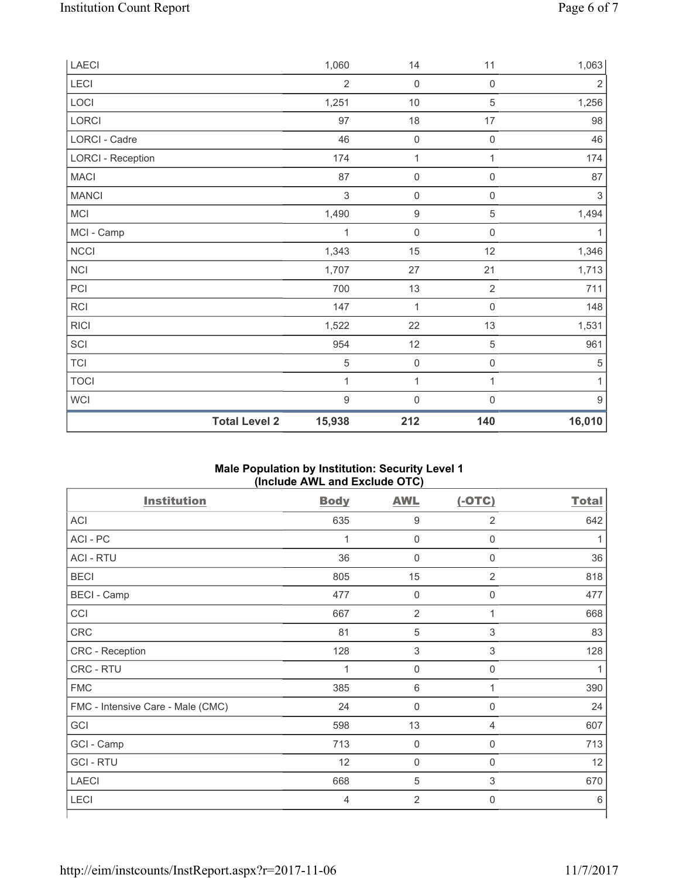| | | | | |
|---|---|---|---|---|
| LAECI | 1,060 | 14 | 11 | 1,063 |
| LECI | 2 | 0 | 0 | 2 |
| LOCI | 1,251 | 10 | 5 | 1,256 |
| LORCI | 97 | 18 | 17 | 98 |
| LORCI - Cadre | 46 | 0 | 0 | 46 |
| LORCI - Reception | 174 | 1 | 1 | 174 |
| MACI | 87 | 0 | 0 | 87 |
| MANCI | 3 | 0 | 0 | 3 |
| MCI | 1,490 | 9 | 5 | 1,494 |
| MCI - Camp | 1 | 0 | 0 | 1 |
| NCCI | 1,343 | 15 | 12 | 1,346 |
| NCI | 1,707 | 27 | 21 | 1,713 |
| PCI | 700 | 13 | 2 | 711 |
| RCI | 147 | 1 | 0 | 148 |
| RICI | 1,522 | 22 | 13 | 1,531 |
| SCI | 954 | 12 | 5 | 961 |
| TCI | 5 | 0 | 0 | 5 |
| TOCI | 1 | 1 | 1 | 1 |
| WCI | 9 | 0 | 0 | 9 |
| **Total Level 2** | **15,938** | **212** | **140** | **16,010** |

**Male Population by Institution: Security Level 1**
**(Include AWL and Exclude OTC)**

| Institution | Body | AWL | (-OTC) | Total |
|---|---|---|---|---|
| ACI | 635 | 9 | 2 | 642 |
| ACI - PC | 1 | 0 | 0 | 1 |
| ACI - RTU | 36 | 0 | 0 | 36 |
| BECI | 805 | 15 | 2 | 818 |
| BECI - Camp | 477 | 0 | 0 | 477 |
| CCI | 667 | 2 | 1 | 668 |
| CRC | 81 | 5 | 3 | 83 |
| CRC - Reception | 128 | 3 | 3 | 128 |
| CRC - RTU | 1 | 0 | 0 | 1 |
| FMC | 385 | 6 | 1 | 390 |
| FMC - Intensive Care - Male (CMC) | 24 | 0 | 0 | 24 |
| GCI | 598 | 13 | 4 | 607 |
| GCI - Camp | 713 | 0 | 0 | 713 |
| GCI - RTU | 12 | 0 | 0 | 12 |
| LAECI | 668 | 5 | 3 | 670 |
| LECI | 4 | 2 | 0 | 6 |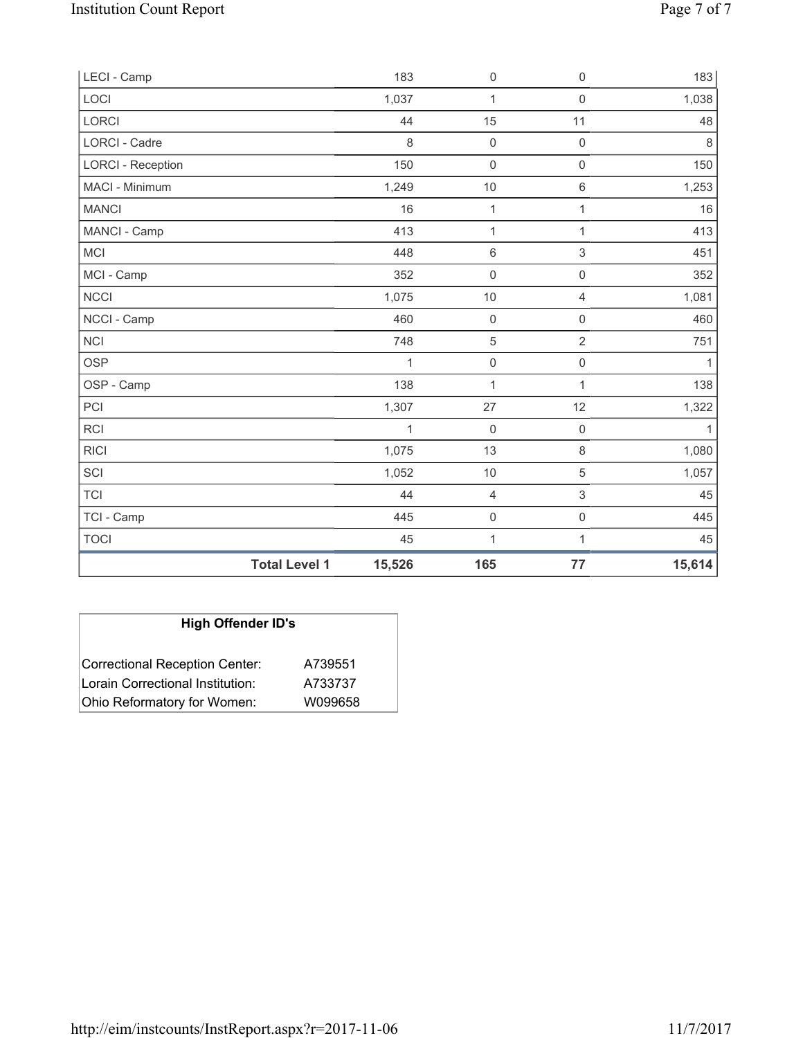| | | | | |
|---|---|---|---|---|
| LECI - Camp | 183 | 0 | 0 | 183 |
| LOCI | 1,037 | 1 | 0 | 1,038 |
| LORCI | 44 | 15 | 11 | 48 |
| LORCI - Cadre | 8 | 0 | 0 | 8 |
| LORCI - Reception | 150 | 0 | 0 | 150 |
| MACI - Minimum | 1,249 | 10 | 6 | 1,253 |
| MANCI | 16 | 1 | 1 | 16 |
| MANCI - Camp | 413 | 1 | 1 | 413 |
| MCI | 448 | 6 | 3 | 451 |
| MCI - Camp | 352 | 0 | 0 | 352 |
| NCCI | 1,075 | 10 | 4 | 1,081 |
| NCCI - Camp | 460 | 0 | 0 | 460 |
| NCI | 748 | 5 | 2 | 751 |
| OSP | 1 | 0 | 0 | 1 |
| OSP - Camp | 138 | 1 | 1 | 138 |
| PCI | 1,307 | 27 | 12 | 1,322 |
| RCI | 1 | 0 | 0 | 1 |
| RICI | 1,075 | 13 | 8 | 1,080 |
| SCI | 1,052 | 10 | 5 | 1,057 |
| TCI | 44 | 4 | 3 | 45 |
| TCI - Camp | 445 | 0 | 0 | 445 |
| TOCI | 45 | 1 | 1 | 45 |
| **Total Level 1** | **15,526** | **165** | **77** | **15,614** |

| High Offender ID's | |
|---|---|
| Correctional Reception Center: | A739551 |
| Lorain Correctional Institution: | A733737 |
| Ohio Reformatory for Women: | W099658 |